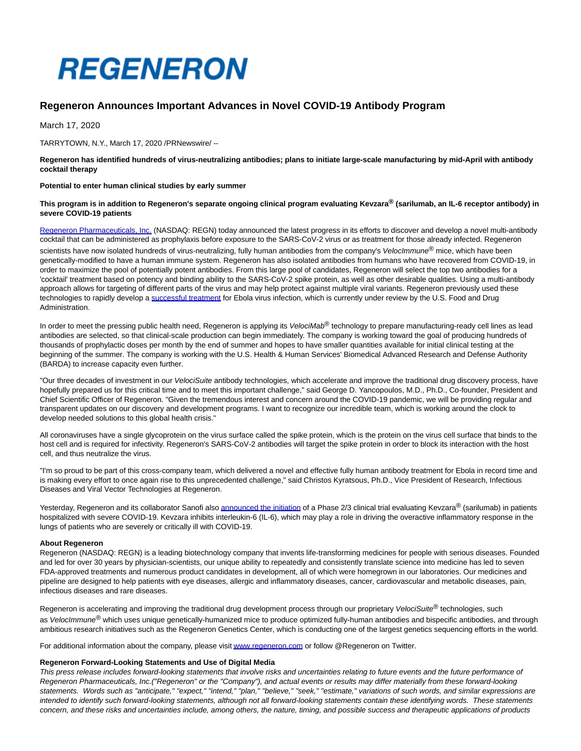# REGENERON

## Regeneron Announces Important Advances in Novel COVID-19 Antibody Program

March 17, 2020

TARRYTOWN, N.Y., March 17, 2020 /PRNewswire/ --

**Regeneron has identified hundreds of virus-neutralizing antibodies; plans to initiate large-scale manufacturing by mid-April with antibody cocktail therapy**

**Potential to enter human clinical studies by early summer**

**This program is in addition to Regeneron's separate ongoing clinical program evaluating Kevzara® (sarilumab, an IL-6 receptor antibody) in severe COVID-19 patients**

Regeneron Pharmaceuticals, Inc. (NASDAQ: REGN) today announced the latest progress in its efforts to discover and develop a novel multi-antibody cocktail that can be administered as prophylaxis before exposure to the SARS-CoV-2 virus or as treatment for those already infected. Regeneron scientists have now isolated hundreds of virus-neutralizing, fully human antibodies from the company's *VelocImmune*® mice, which have been genetically-modified to have a human immune system. Regeneron has also isolated antibodies from humans who have recovered from COVID-19, in order to maximize the pool of potentially potent antibodies. From this large pool of candidates, Regeneron will select the top two antibodies for a 'cocktail' treatment based on potency and binding ability to the SARS-CoV-2 spike protein, as well as other desirable qualities. Using a multi-antibody approach allows for targeting of different parts of the virus and may help protect against multiple viral variants. Regeneron previously used these technologies to rapidly develop a successful treatment for Ebola virus infection, which is currently under review by the U.S. Food and Drug Administration.

In order to meet the pressing public health need, Regeneron is applying its *VelociMab*® technology to prepare manufacturing-ready cell lines as lead antibodies are selected, so that clinical-scale production can begin immediately. The company is working toward the goal of producing hundreds of thousands of prophylactic doses per month by the end of summer and hopes to have smaller quantities available for initial clinical testing at the beginning of the summer. The company is working with the U.S. Health & Human Services' Biomedical Advanced Research and Defense Authority (BARDA) to increase capacity even further.

"Our three decades of investment in our *VelociSuite* antibody technologies, which accelerate and improve the traditional drug discovery process, have hopefully prepared us for this critical time and to meet this important challenge," said George D. Yancopoulos, M.D., Ph.D., Co-founder, President and Chief Scientific Officer of Regeneron. "Given the tremendous interest and concern around the COVID-19 pandemic, we will be providing regular and transparent updates on our discovery and development programs. I want to recognize our incredible team, which is working around the clock to develop needed solutions to this global health crisis."

All coronaviruses have a single glycoprotein on the virus surface called the spike protein, which is the protein on the virus cell surface that binds to the host cell and is required for infectivity. Regeneron's SARS-CoV-2 antibodies will target the spike protein in order to block its interaction with the host cell, and thus neutralize the virus.

"I'm so proud to be part of this cross-company team, which delivered a novel and effective fully human antibody treatment for Ebola in record time and is making every effort to once again rise to this unprecedented challenge," said Christos Kyratsous, Ph.D., Vice President of Research, Infectious Diseases and Viral Vector Technologies at Regeneron.

Yesterday, Regeneron and its collaborator Sanofi also announced the initiation of a Phase 2/3 clinical trial evaluating Kevzara® (sarilumab) in patients hospitalized with severe COVID-19. Kevzara inhibits interleukin-6 (IL-6), which may play a role in driving the overactive inflammatory response in the lungs of patients who are severely or critically ill with COVID-19.

**About Regeneron**
Regeneron (NASDAQ: REGN) is a leading biotechnology company that invents life-transforming medicines for people with serious diseases. Founded and led for over 30 years by physician-scientists, our unique ability to repeatedly and consistently translate science into medicine has led to seven FDA-approved treatments and numerous product candidates in development, all of which were homegrown in our laboratories. Our medicines and pipeline are designed to help patients with eye diseases, allergic and inflammatory diseases, cancer, cardiovascular and metabolic diseases, pain, infectious diseases and rare diseases.

Regeneron is accelerating and improving the traditional drug development process through our proprietary *VelociSuite*® technologies, such as *VelocImmune*® which uses unique genetically-humanized mice to produce optimized fully-human antibodies and bispecific antibodies, and through ambitious research initiatives such as the Regeneron Genetics Center, which is conducting one of the largest genetics sequencing efforts in the world.

For additional information about the company, please visit www.regeneron.com or follow @Regeneron on Twitter.

**Regeneron Forward-Looking Statements and Use of Digital Media**
*This press release includes forward-looking statements that involve risks and uncertainties relating to future events and the future performance of Regeneron Pharmaceuticals, Inc.("Regeneron" or the "Company"), and actual events or results may differ materially from these forward-looking statements. Words such as "anticipate," "expect," "intend," "plan," "believe," "seek," "estimate," variations of such words, and similar expressions are intended to identify such forward-looking statements, although not all forward-looking statements contain these identifying words. These statements concern, and these risks and uncertainties include, among others, the nature, timing, and possible success and therapeutic applications of products*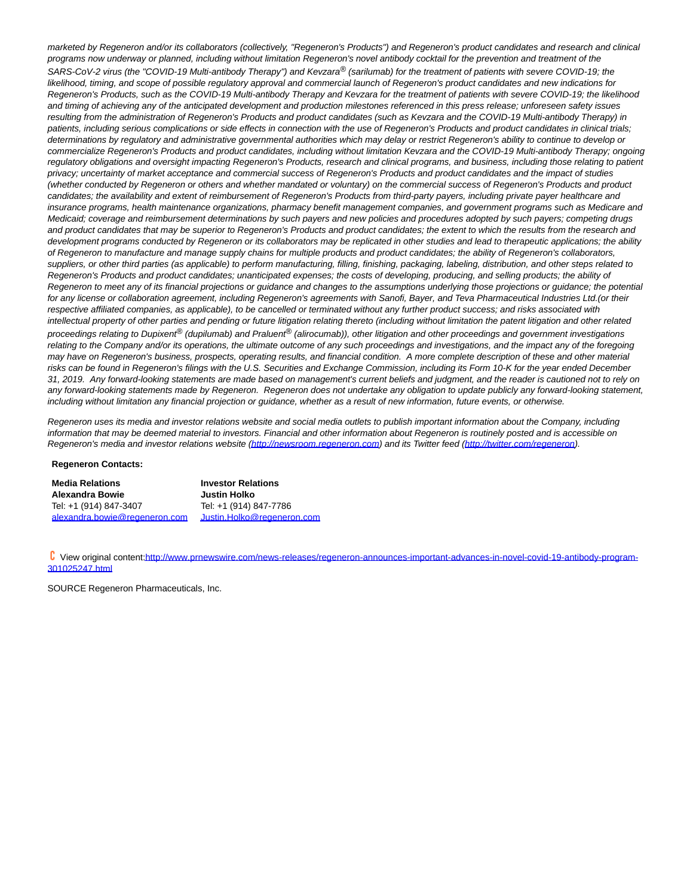*marketed by Regeneron and/or its collaborators (collectively, "Regeneron's Products") and Regeneron's product candidates and research and clinical programs now underway or planned, including without limitation Regeneron's novel antibody cocktail for the prevention and treatment of the SARS-CoV-2 virus (the "COVID-19 Multi-antibody Therapy") and Kevzara® (sarilumab) for the treatment of patients with severe COVID-19; the likelihood, timing, and scope of possible regulatory approval and commercial launch of Regeneron's product candidates and new indications for Regeneron's Products, such as the COVID-19 Multi-antibody Therapy and Kevzara for the treatment of patients with severe COVID-19; the likelihood and timing of achieving any of the anticipated development and production milestones referenced in this press release; unforeseen safety issues resulting from the administration of Regeneron's Products and product candidates (such as Kevzara and the COVID-19 Multi-antibody Therapy) in patients, including serious complications or side effects in connection with the use of Regeneron's Products and product candidates in clinical trials; determinations by regulatory and administrative governmental authorities which may delay or restrict Regeneron's ability to continue to develop or commercialize Regeneron's Products and product candidates, including without limitation Kevzara and the COVID-19 Multi-antibody Therapy; ongoing regulatory obligations and oversight impacting Regeneron's Products, research and clinical programs, and business, including those relating to patient privacy; uncertainty of market acceptance and commercial success of Regeneron's Products and product candidates and the impact of studies (whether conducted by Regeneron or others and whether mandated or voluntary) on the commercial success of Regeneron's Products and product candidates; the availability and extent of reimbursement of Regeneron's Products from third-party payers, including private payer healthcare and insurance programs, health maintenance organizations, pharmacy benefit management companies, and government programs such as Medicare and Medicaid; coverage and reimbursement determinations by such payers and new policies and procedures adopted by such payers; competing drugs and product candidates that may be superior to Regeneron's Products and product candidates; the extent to which the results from the research and development programs conducted by Regeneron or its collaborators may be replicated in other studies and lead to therapeutic applications; the ability of Regeneron to manufacture and manage supply chains for multiple products and product candidates; the ability of Regeneron's collaborators, suppliers, or other third parties (as applicable) to perform manufacturing, filling, finishing, packaging, labeling, distribution, and other steps related to Regeneron's Products and product candidates; unanticipated expenses; the costs of developing, producing, and selling products; the ability of Regeneron to meet any of its financial projections or guidance and changes to the assumptions underlying those projections or guidance; the potential for any license or collaboration agreement, including Regeneron's agreements with Sanofi, Bayer, and Teva Pharmaceutical Industries Ltd.(or their respective affiliated companies, as applicable), to be cancelled or terminated without any further product success; and risks associated with intellectual property of other parties and pending or future litigation relating thereto (including without limitation the patent litigation and other related proceedings relating to Dupixent® (dupilumab) and Praluent® (alirocumab)), other litigation and other proceedings and government investigations relating to the Company and/or its operations, the ultimate outcome of any such proceedings and investigations, and the impact any of the foregoing may have on Regeneron's business, prospects, operating results, and financial condition. A more complete description of these and other material risks can be found in Regeneron's filings with the U.S. Securities and Exchange Commission, including its Form 10-K for the year ended December 31, 2019. Any forward-looking statements are made based on management's current beliefs and judgment, and the reader is cautioned not to rely on any forward-looking statements made by Regeneron. Regeneron does not undertake any obligation to update publicly any forward-looking statement, including without limitation any financial projection or guidance, whether as a result of new information, future events, or otherwise.*

*Regeneron uses its media and investor relations website and social media outlets to publish important information about the Company, including information that may be deemed material to investors. Financial and other information about Regeneron is routinely posted and is accessible on Regeneron's media and investor relations website ([http://newsroom.regeneron.com](http://newsroom.regeneron.com)) and its Twitter feed ([http://twitter.com/regeneron](http://twitter.com/regeneron)).*

**Regeneron Contacts:**

| | |
|---|---|
| **Media Relations** | **Investor Relations** |
| **Alexandra Bowie** | **Justin Holko** |
| Tel: +1 (914) 847-3407 | Tel: +1 (914) 847-7786 |
| alexandra.bowie@regeneron.com | Justin.Holko@regeneron.com |

View original content:[http://www.prnewswire.com/news-releases/regeneron-announces-important-advances-in-novel-covid-19-antibody-program-301025247.html](http://www.prnewswire.com/news-releases/regeneron-announces-important-advances-in-novel-covid-19-antibody-program-301025247.html)

SOURCE Regeneron Pharmaceuticals, Inc.